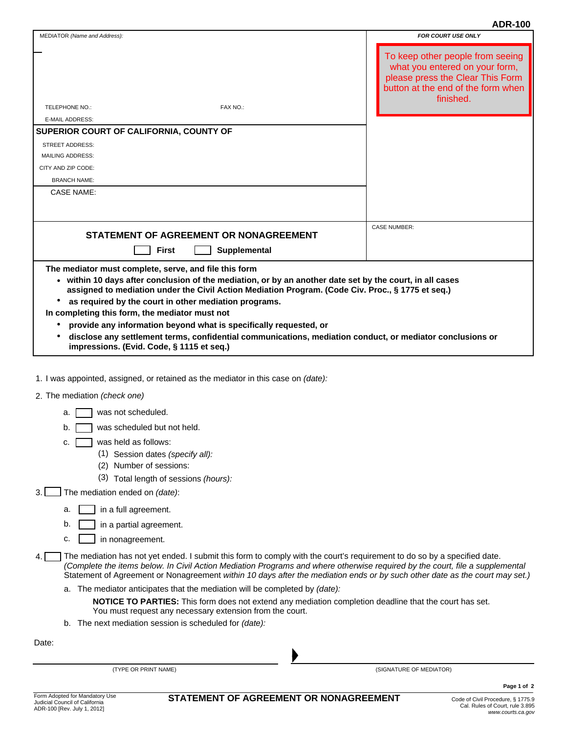ADR-100

MEDIATOR *(Name and Address):*

TELEPHONE NO.: FAX NO.:

E-MAIL ADDRESS:

**SUPERIOR COURT OF CALIFORNIA, COUNTY OF**

STREET ADDRESS:

MAILING ADDRESS:

CITY AND ZIP CODE:

BRANCH NAME:

CASE NAME:

*FOR COURT USE ONLY*

To keep other people from seeing what you entered on your form, please press the Clear This Form button at the end of the form when finished.

CASE NUMBER:

## STATEMENT OF AGREEMENT OR NONAGREEMENT

☐ **First** ☐ **Supplemental**

**The mediator must complete, serve, and file this form**

- **within 10 days after conclusion of the mediation, or by an another date set by the court, in all cases assigned to mediation under the Civil Action Mediation Program. (Code Civ. Proc., § 1775 et seq.)**
- **as required by the court in other mediation programs.**

**In completing this form, the mediator must not**

- **provide any information beyond what is specifically requested, or**
- **disclose any settlement terms, confidential communications, mediation conduct, or mediator conclusions or impressions. (Evid. Code, § 1115 et seq.)**

1. I was appointed, assigned, or retained as the mediator in this case on *(date):*

2. The mediation *(check one)*

   a. ☐ was not scheduled.

   b. ☐ was scheduled but not held.

   c. ☐ was held as follows:

      (1) Session dates *(specify all):*

      (2) Number of sessions:

      (3) Total length of sessions *(hours):*

3. ☐ The mediation ended on *(date)*:

   a. ☐ in a full agreement.

   b. ☐ in a partial agreement.

   c. ☐ in nonagreement.

4. ☐ The mediation has not yet ended. I submit this form to comply with the court's requirement to do so by a specified date. *(Complete the items below. In Civil Action Mediation Programs and where otherwise required by the court, file a supplemental* Statement of Agreement or Nonagreement *within 10 days after the mediation ends or by such other date as the court may set.)*

   a. The mediator anticipates that the mediation will be completed by *(date):*

      **NOTICE TO PARTIES:** This form does not extend any mediation completion deadline that the court has set. You must request any necessary extension from the court.

   b. The next mediation session is scheduled for *(date):*

Date:

(TYPE OR PRINT NAME) (SIGNATURE OF MEDIATOR)

Form Adopted for Mandatory Use
Judicial Council of California
ADR-100 [Rev. July 1, 2012]

**STATEMENT OF AGREEMENT OR NONAGREEMENT**

Code of Civil Procedure, § 1775.9
Cal. Rules of Court, rule 3.895
*www.courts.ca.gov*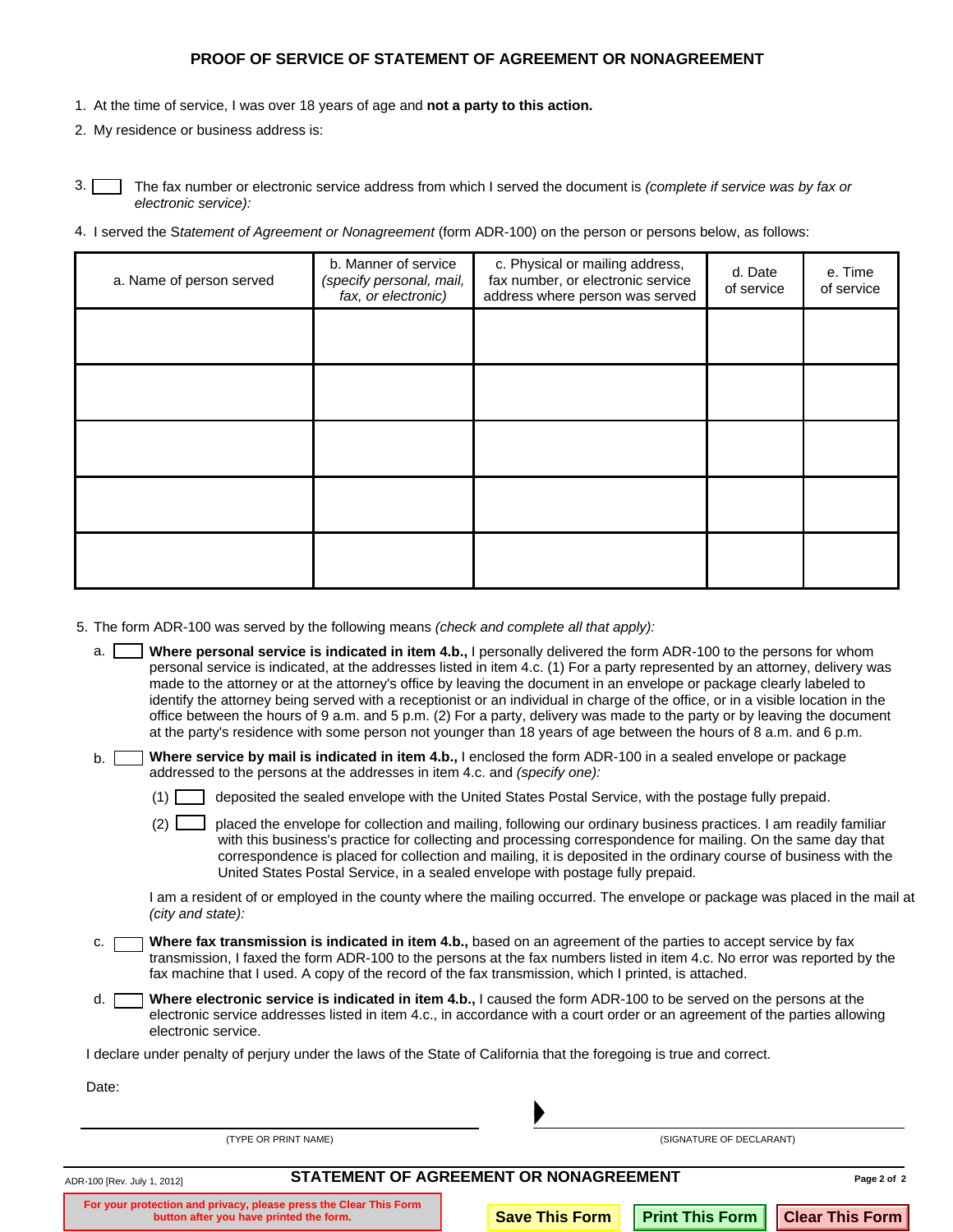## PROOF OF SERVICE OF STATEMENT OF AGREEMENT OR NONAGREEMENT

1. At the time of service, I was over 18 years of age and **not a party to this action.**
2. My residence or business address is:

3. ☐ The fax number or electronic service address from which I served the document is *(complete if service was by fax or electronic service):*

4. I served the *Statement of Agreement or Nonagreement* (form ADR-100) on the person or persons below, as follows:

| a. Name of person served | b. Manner of service *(specify personal, mail, fax, or electronic)* | c. Physical or mailing address, fax number, or electronic service address where person was served | d. Date of service | e. Time of service |
|---|---|---|---|---|
| | | | | |
| | | | | |
| | | | | |
| | | | | |
| | | | | |

5. The form ADR-100 was served by the following means *(check and complete all that apply):*

   a. ☐ **Where personal service is indicated in item 4.b.,** I personally delivered the form ADR-100 to the persons for whom personal service is indicated, at the addresses listed in item 4.c. (1) For a party represented by an attorney, delivery was made to the attorney or at the attorney's office by leaving the document in an envelope or package clearly labeled to identify the attorney being served with a receptionist or an individual in charge of the office, or in a visible location in the office between the hours of 9 a.m. and 5 p.m. (2) For a party, delivery was made to the party or by leaving the document at the party's residence with some person not younger than 18 years of age between the hours of 8 a.m. and 6 p.m.

   b. ☐ **Where service by mail is indicated in item 4.b.,** I enclosed the form ADR-100 in a sealed envelope or package addressed to the persons at the addresses in item 4.c. and *(specify one):*

      (1) ☐ deposited the sealed envelope with the United States Postal Service, with the postage fully prepaid.

      (2) ☐ placed the envelope for collection and mailing, following our ordinary business practices. I am readily familiar with this business's practice for collecting and processing correspondence for mailing. On the same day that correspondence is placed for collection and mailing, it is deposited in the ordinary course of business with the United States Postal Service, in a sealed envelope with postage fully prepaid.

      I am a resident of or employed in the county where the mailing occurred. The envelope or package was placed in the mail at *(city and state):*

   c. ☐ **Where fax transmission is indicated in item 4.b.,** based on an agreement of the parties to accept service by fax transmission, I faxed the form ADR-100 to the persons at the fax numbers listed in item 4.c. No error was reported by the fax machine that I used. A copy of the record of the fax transmission, which I printed, is attached.

   d. ☐ **Where electronic service is indicated in item 4.b.,** I caused the form ADR-100 to be served on the persons at the electronic service addresses listed in item 4.c., in accordance with a court order or an agreement of the parties allowing electronic service.

I declare under penalty of perjury under the laws of the State of California that the foregoing is true and correct.

Date:

_______________________________ ▶ _______________________________

(TYPE OR PRINT NAME) (SIGNATURE OF DECLARANT)

ADR-100 [Rev. July 1, 2012] **STATEMENT OF AGREEMENT OR NONAGREEMENT**

For your protection and privacy, please press the Clear This Form button after you have printed the form.

Save This Form | Print This Form | Clear This Form